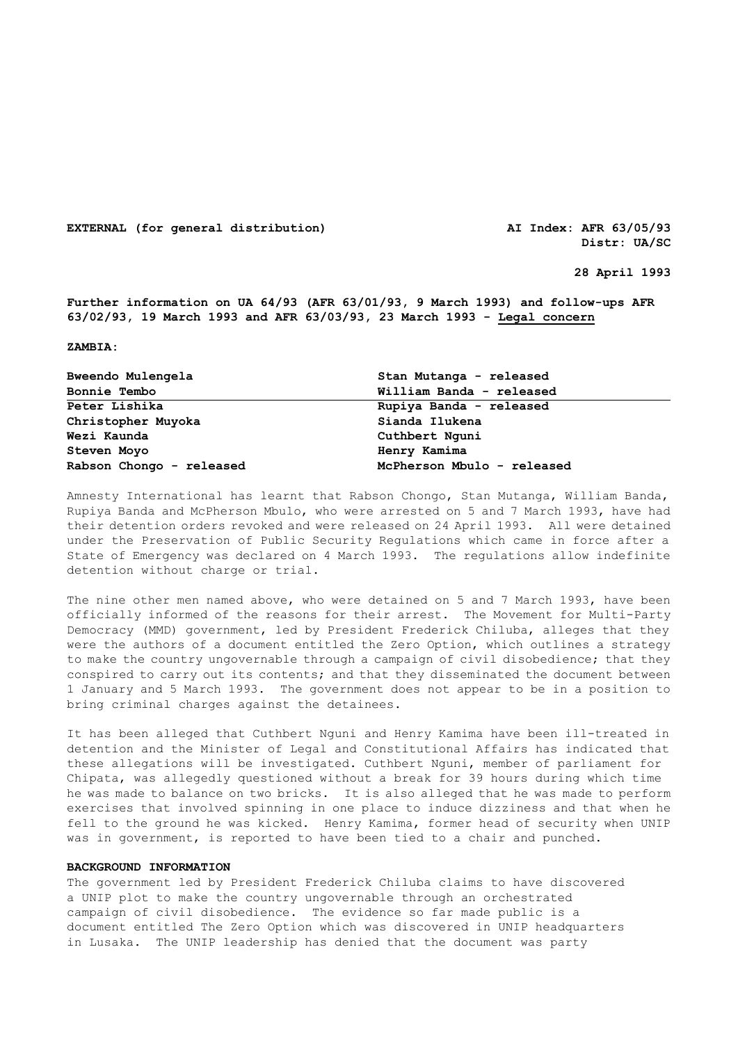**EXTERNAL (for general distribution)** **AI Index: AFR 63/05/93**
**Distr: UA/SC**

**28 April 1993**

**Further information on UA 64/93 (AFR 63/01/93, 9 March 1993) and follow-ups AFR 63/02/93, 19 March 1993 and AFR 63/03/93, 23 March 1993 - Legal concern**

**ZAMBIA:**

| | |
|---|---|
| **Bweendo Mulengela** | **Stan Mutanga - released** |
| **Bonnie Tembo** | **William Banda - released** |
| **Peter Lishika** | **Rupiya Banda - released** |
| **Christopher Muyoka** | **Sianda Ilukena** |
| **Wezi Kaunda** | **Cuthbert Nguni** |
| **Steven Moyo** | **Henry Kamima** |
| **Rabson Chongo - released** | **McPherson Mbulo - released** |

Amnesty International has learnt that Rabson Chongo, Stan Mutanga, William Banda, Rupiya Banda and McPherson Mbulo, who were arrested on 5 and 7 March 1993, have had their detention orders revoked and were released on 24 April 1993. All were detained under the Preservation of Public Security Regulations which came in force after a State of Emergency was declared on 4 March 1993. The regulations allow indefinite detention without charge or trial.

The nine other men named above, who were detained on 5 and 7 March 1993, have been officially informed of the reasons for their arrest. The Movement for Multi-Party Democracy (MMD) government, led by President Frederick Chiluba, alleges that they were the authors of a document entitled the Zero Option, which outlines a strategy to make the country ungovernable through a campaign of civil disobedience; that they conspired to carry out its contents; and that they disseminated the document between 1 January and 5 March 1993. The government does not appear to be in a position to bring criminal charges against the detainees.

It has been alleged that Cuthbert Nguni and Henry Kamima have been ill-treated in detention and the Minister of Legal and Constitutional Affairs has indicated that these allegations will be investigated. Cuthbert Nguni, member of parliament for Chipata, was allegedly questioned without a break for 39 hours during which time he was made to balance on two bricks. It is also alleged that he was made to perform exercises that involved spinning in one place to induce dizziness and that when he fell to the ground he was kicked. Henry Kamima, former head of security when UNIP was in government, is reported to have been tied to a chair and punched.

**BACKGROUND INFORMATION**

The government led by President Frederick Chiluba claims to have discovered a UNIP plot to make the country ungovernable through an orchestrated campaign of civil disobedience. The evidence so far made public is a document entitled The Zero Option which was discovered in UNIP headquarters in Lusaka. The UNIP leadership has denied that the document was party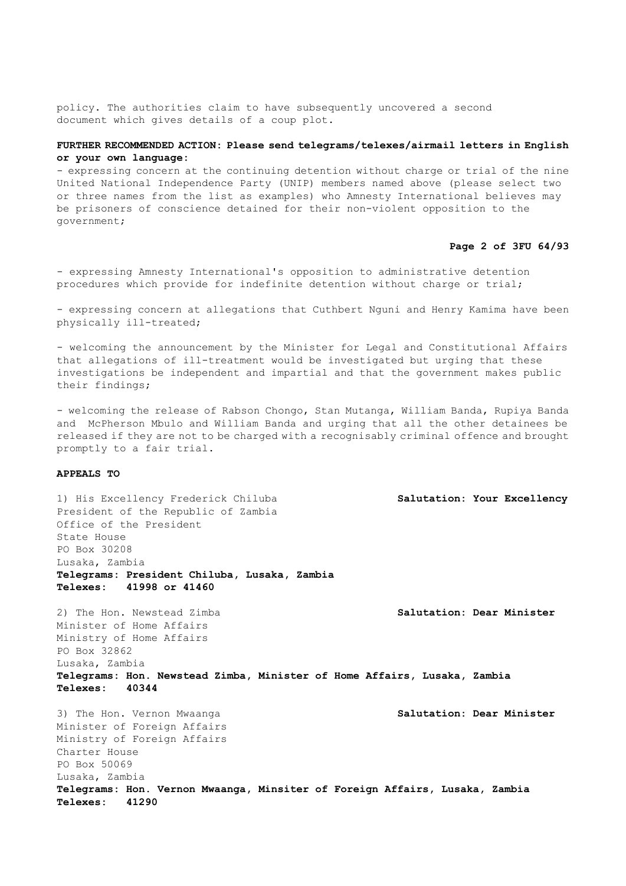policy. The authorities claim to have subsequently uncovered a second document which gives details of a coup plot.

**FURTHER RECOMMENDED ACTION: Please send telegrams/telexes/airmail letters in English or your own language:**

- expressing concern at the continuing detention without charge or trial of the nine United National Independence Party (UNIP) members named above (please select two or three names from the list as examples) who Amnesty International believes may be prisoners of conscience detained for their non-violent opposition to the government;

- expressing Amnesty International's opposition to administrative detention procedures which provide for indefinite detention without charge or trial;

- expressing concern at allegations that Cuthbert Nguni and Henry Kamima have been physically ill-treated;

- welcoming the announcement by the Minister for Legal and Constitutional Affairs that allegations of ill-treatment would be investigated but urging that these investigations be independent and impartial and that the government makes public their findings;

- welcoming the release of Rabson Chongo, Stan Mutanga, William Banda, Rupiya Banda and McPherson Mbulo and William Banda and urging that all the other detainees be released if they are not to be charged with a recognisably criminal offence and brought promptly to a fair trial.

**APPEALS TO**

1) His Excellency Frederick Chiluba  
President of the Republic of Zambia  
Office of the President  
State House  
PO Box 30208  
Lusaka, Zambia  
**Telegrams: President Chiluba, Lusaka, Zambia**  
**Telexes: 41998 or 41460**  
**Salutation: Your Excellency**

2) The Hon. Newstead Zimba  
Minister of Home Affairs  
Ministry of Home Affairs  
PO Box 32862  
Lusaka, Zambia  
**Telegrams: Hon. Newstead Zimba, Minister of Home Affairs, Lusaka, Zambia**  
**Telexes: 40344**  
**Salutation: Dear Minister**

3) The Hon. Vernon Mwaanga  
Minister of Foreign Affairs  
Ministry of Foreign Affairs  
Charter House  
PO Box 50069  
Lusaka, Zambia  
**Telegrams: Hon. Vernon Mwaanga, Minsiter of Foreign Affairs, Lusaka, Zambia**  
**Telexes: 41290**  
**Salutation: Dear Minister**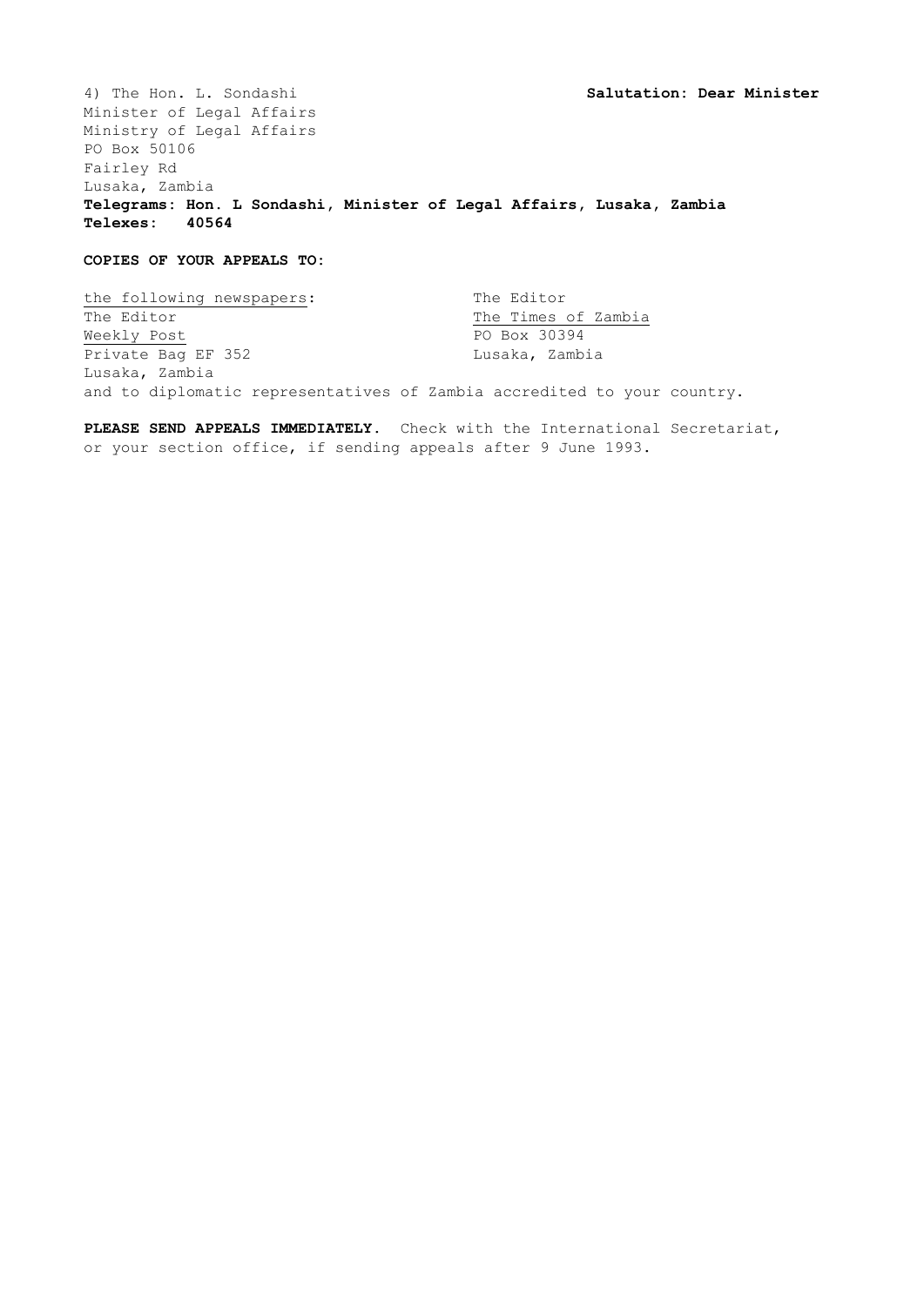4) The Hon. L. Sondashi **Salutation: Dear Minister**
Minister of Legal Affairs
Ministry of Legal Affairs
PO Box 50106
Fairley Rd
Lusaka, Zambia
**Telegrams: Hon. L Sondashi, Minister of Legal Affairs, Lusaka, Zambia**
**Telexes: 40564**

**COPIES OF YOUR APPEALS TO:**

the following newspapers:

The Editor
Weekly Post
Private Bag EF 352
Lusaka, Zambia

The Editor
The Times of Zambia
PO Box 30394
Lusaka, Zambia

and to diplomatic representatives of Zambia accredited to your country.

**PLEASE SEND APPEALS IMMEDIATELY.** Check with the International Secretariat, or your section office, if sending appeals after 9 June 1993.